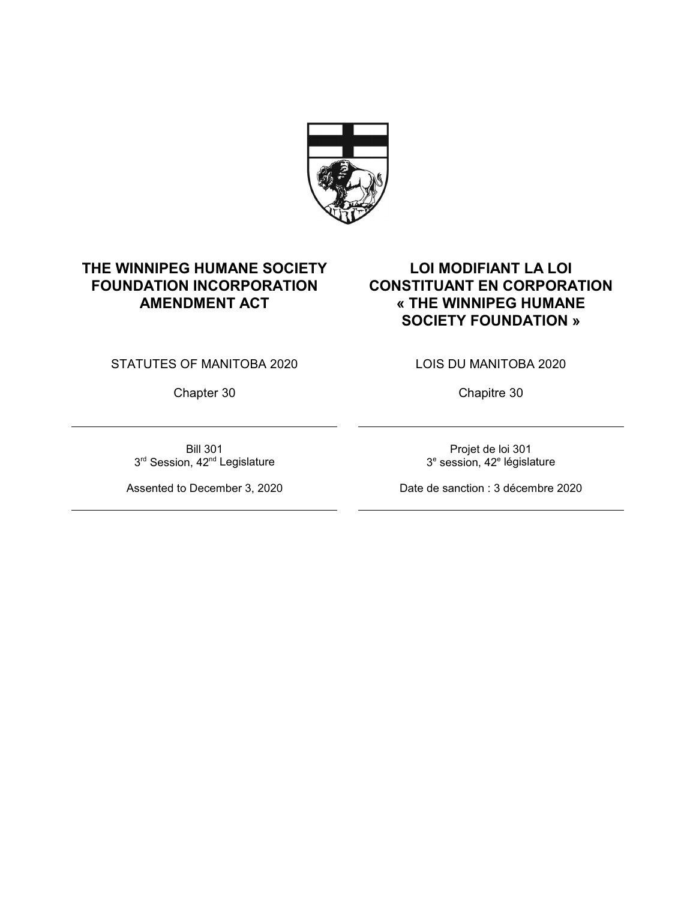# THE WINNIPEG HUMANE SOCIETY FOUNDATION INCORPORATION AMENDMENT ACT

STATUTES OF MANITOBA 2020

Chapter 30

---

Bill 301
3rd Session, 42nd Legislature

Assented to December 3, 2020

---

# LOI MODIFIANT LA LOI CONSTITUANT EN CORPORATION « THE WINNIPEG HUMANE SOCIETY FOUNDATION »

LOIS DU MANITOBA 2020

Chapitre 30

---

Projet de loi 301
3e session, 42e législature

Date de sanction : 3 décembre 2020

---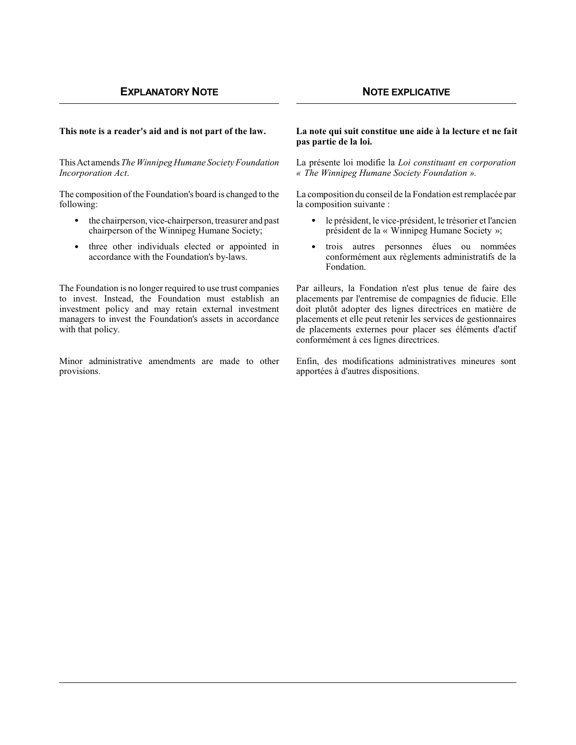## EXPLANATORY NOTE

**This note is a reader's aid and is not part of the law.**

This Act amends *The Winnipeg Humane Society Foundation Incorporation Act*.

The composition of the Foundation's board is changed to the following:

- the chairperson, vice-chairperson, treasurer and past chairperson of the Winnipeg Humane Society;
- three other individuals elected or appointed in accordance with the Foundation's by-laws.

The Foundation is no longer required to use trust companies to invest. Instead, the Foundation must establish an investment policy and may retain external investment managers to invest the Foundation's assets in accordance with that policy.

Minor administrative amendments are made to other provisions.

## NOTE EXPLICATIVE

**La note qui suit constitue une aide à la lecture et ne fait pas partie de la loi.**

La présente loi modifie la *Loi constituant en corporation « The Winnipeg Humane Society Foundation »*.

La composition du conseil de la Fondation est remplacée par la composition suivante :

- le président, le vice-président, le trésorier et l'ancien président de la « Winnipeg Humane Society »;
- trois autres personnes élues ou nommées conformément aux règlements administratifs de la Fondation.

Par ailleurs, la Fondation n'est plus tenue de faire des placements par l'entremise de compagnies de fiducie. Elle doit plutôt adopter des lignes directrices en matière de placements et elle peut retenir les services de gestionnaires de placements externes pour placer ses éléments d'actif conformément à ces lignes directrices.

Enfin, des modifications administratives mineures sont apportées à d'autres dispositions.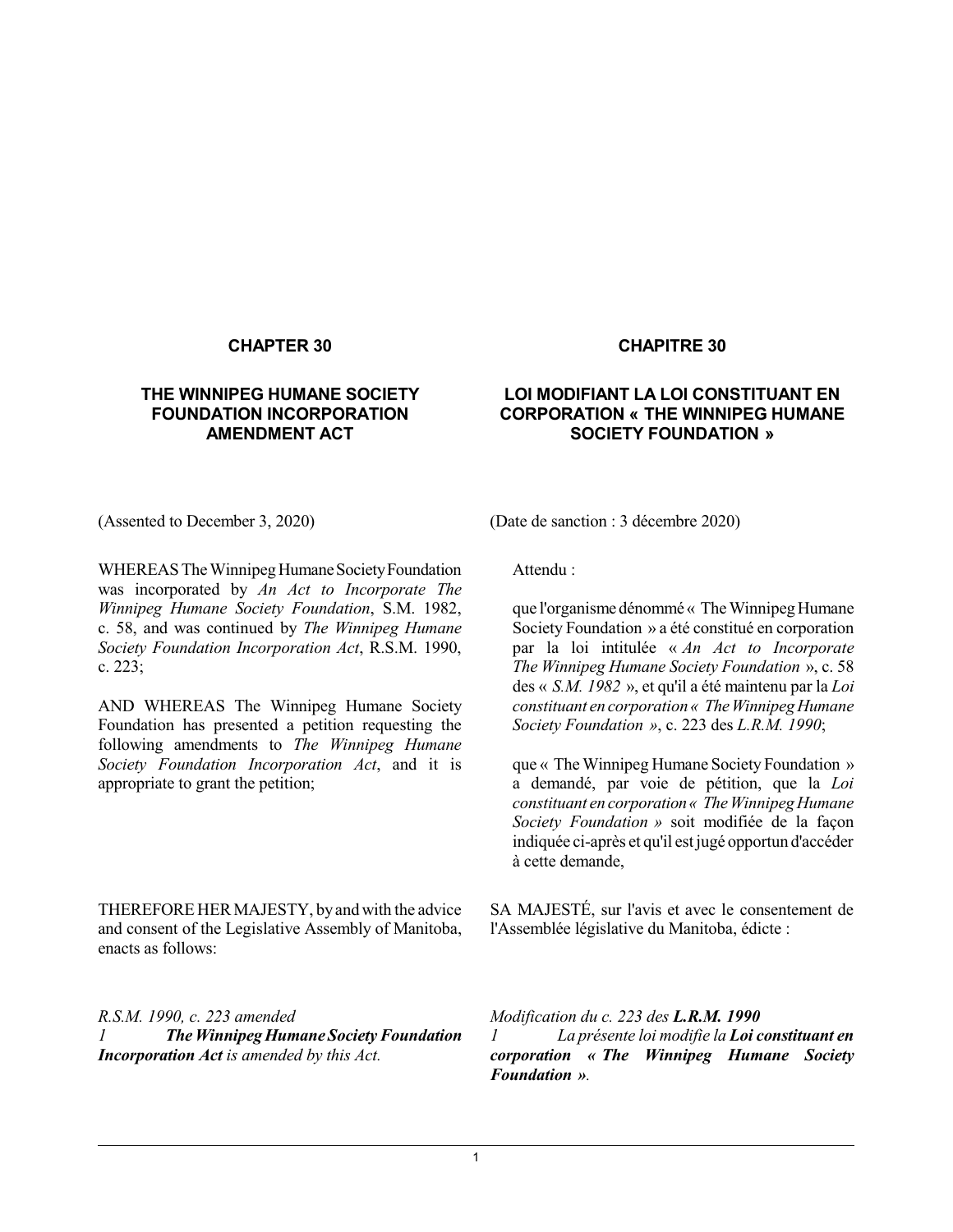**CHAPTER 30**

**THE WINNIPEG HUMANE SOCIETY FOUNDATION INCORPORATION AMENDMENT ACT**

(Assented to December 3, 2020)

WHEREAS The Winnipeg Humane Society Foundation was incorporated by *An Act to Incorporate The Winnipeg Humane Society Foundation*, S.M. 1982, c. 58, and was continued by *The Winnipeg Humane Society Foundation Incorporation Act*, R.S.M. 1990, c. 223;

AND WHEREAS The Winnipeg Humane Society Foundation has presented a petition requesting the following amendments to *The Winnipeg Humane Society Foundation Incorporation Act*, and it is appropriate to grant the petition;

THEREFORE HER MAJESTY, by and with the advice and consent of the Legislative Assembly of Manitoba, enacts as follows:

*R.S.M. 1990, c. 223 amended*

*1* ***The Winnipeg Humane Society Foundation Incorporation Act*** *is amended by this Act.*

**CHAPITRE 30**

**LOI MODIFIANT LA LOI CONSTITUANT EN CORPORATION « THE WINNIPEG HUMANE SOCIETY FOUNDATION »**

(Date de sanction : 3 décembre 2020)

Attendu :

que l'organisme dénommé « The Winnipeg Humane Society Foundation » a été constitué en corporation par la loi intitulée « *An Act to Incorporate The Winnipeg Humane Society Foundation* », c. 58 des « *S.M. 1982* », et qu'il a été maintenu par la *Loi constituant en corporation « The Winnipeg Humane Society Foundation »*, c. 223 des *L.R.M. 1990*;

que « The Winnipeg Humane Society Foundation » a demandé, par voie de pétition, que la *Loi constituant en corporation « The Winnipeg Humane Society Foundation »* soit modifiée de la façon indiquée ci-après et qu'il est jugé opportun d'accéder à cette demande,

SA MAJESTÉ, sur l'avis et avec le consentement de l'Assemblée législative du Manitoba, édicte :

*Modification du c. 223 des* ***L.R.M. 1990***

*1* *La présente loi modifie la* ***Loi constituant en corporation « The Winnipeg Humane Society Foundation »****.*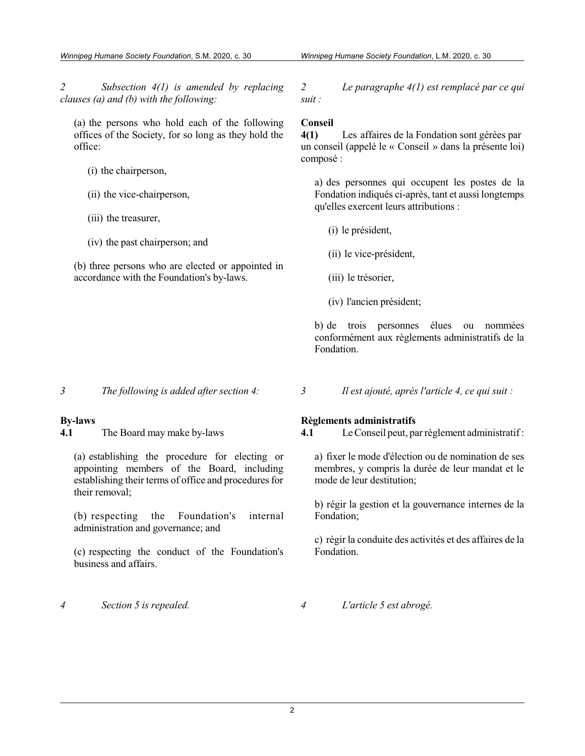*2 Subsection 4(1) is amended by replacing clauses (a) and (b) with the following:*

(a) the persons who hold each of the following offices of the Society, for so long as they hold the office:

(i) the chairperson,

(ii) the vice-chairperson,

(iii) the treasurer,

(iv) the past chairperson; and

(b) three persons who are elected or appointed in accordance with the Foundation's by-laws.

*3 The following is added after section 4:*

**By-laws**

**4.1** The Board may make by-laws

(a) establishing the procedure for electing or appointing members of the Board, including establishing their terms of office and procedures for their removal;

(b) respecting the Foundation's internal administration and governance; and

(c) respecting the conduct of the Foundation's business and affairs.

*4 Section 5 is repealed.*

*2 Le paragraphe 4(1) est remplacé par ce qui suit :*

**Conseil**

**4(1)** Les affaires de la Fondation sont gérées par un conseil (appelé le « Conseil » dans la présente loi) composé :

a) des personnes qui occupent les postes de la Fondation indiqués ci-après, tant et aussi longtemps qu'elles exercent leurs attributions :

(i) le président,

(ii) le vice-président,

(iii) le trésorier,

(iv) l'ancien président;

b) de trois personnes élues ou nommées conformément aux règlements administratifs de la Fondation.

*3 Il est ajouté, après l'article 4, ce qui suit :*

**Règlements administratifs**

**4.1** Le Conseil peut, par règlement administratif :

a) fixer le mode d'élection ou de nomination de ses membres, y compris la durée de leur mandat et le mode de leur destitution;

b) régir la gestion et la gouvernance internes de la Fondation;

c) régir la conduite des activités et des affaires de la Fondation.

*4 L'article 5 est abrogé.*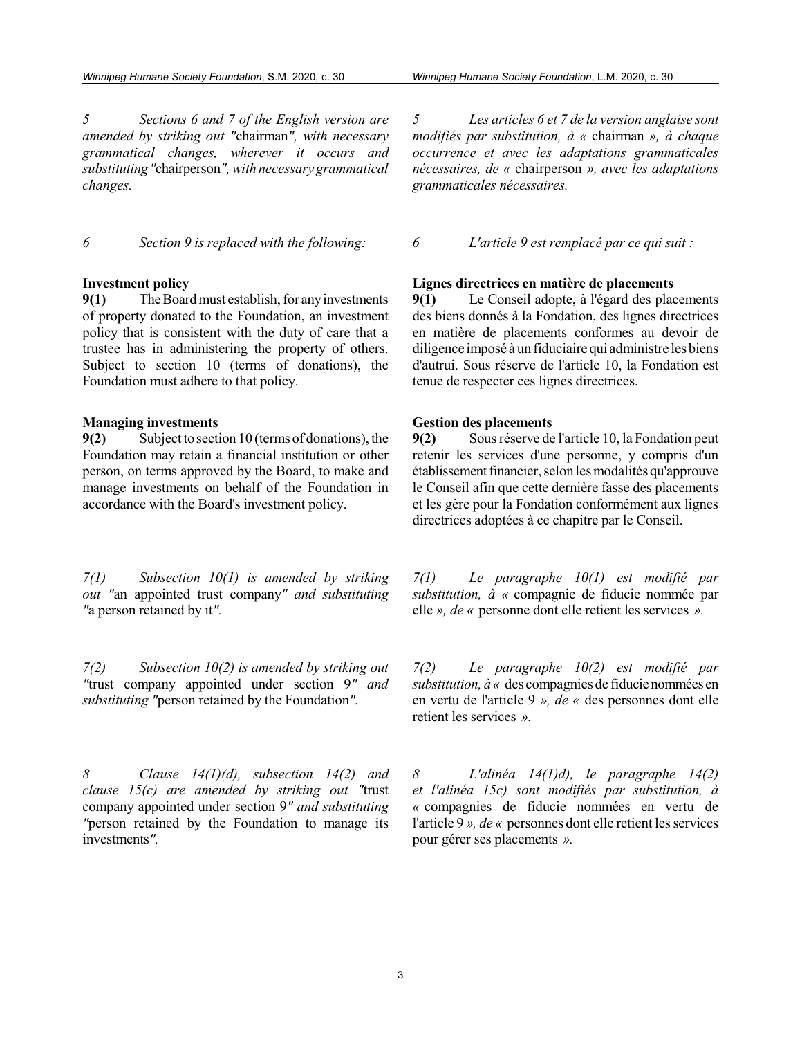*5 Sections 6 and 7 of the English version are amended by striking out "*chairman*", with necessary grammatical changes, wherever it occurs and substituting "*chairperson*", with necessary grammatical changes.*

*6 Section 9 is replaced with the following:*

**Investment policy**

**9(1)** The Board must establish, for any investments of property donated to the Foundation, an investment policy that is consistent with the duty of care that a trustee has in administering the property of others. Subject to section 10 (terms of donations), the Foundation must adhere to that policy.

**Managing investments**

**9(2)** Subject to section 10 (terms of donations), the Foundation may retain a financial institution or other person, on terms approved by the Board, to make and manage investments on behalf of the Foundation in accordance with the Board's investment policy.

*7(1) Subsection 10(1) is amended by striking out "*an appointed trust company*" and substituting "*a person retained by it*".*

*7(2) Subsection 10(2) is amended by striking out "*trust company appointed under section 9*" and substituting "*person retained by the Foundation*".*

*8 Clause 14(1)(d), subsection 14(2) and clause 15(c) are amended by striking out "*trust company appointed under section 9*" and substituting "*person retained by the Foundation to manage its investments*".*

*5 Les articles 6 et 7 de la version anglaise sont modifiés par substitution, à «* chairman *», à chaque occurrence et avec les adaptations grammaticales nécessaires, de «* chairperson *», avec les adaptations grammaticales nécessaires.*

*6 L'article 9 est remplacé par ce qui suit :*

**Lignes directrices en matière de placements**

**9(1)** Le Conseil adopte, à l'égard des placements des biens donnés à la Fondation, des lignes directrices en matière de placements conformes au devoir de diligence imposé à un fiduciaire qui administre les biens d'autrui. Sous réserve de l'article 10, la Fondation est tenue de respecter ces lignes directrices.

**Gestion des placements**

**9(2)** Sous réserve de l'article 10, la Fondation peut retenir les services d'une personne, y compris d'un établissement financier, selon les modalités qu'approuve le Conseil afin que cette dernière fasse des placements et les gère pour la Fondation conformément aux lignes directrices adoptées à ce chapitre par le Conseil.

*7(1) Le paragraphe 10(1) est modifié par substitution, à «* compagnie de fiducie nommée par elle *», de «* personne dont elle retient les services *».*

*7(2) Le paragraphe 10(2) est modifié par substitution, à «* des compagnies de fiducie nommées en en vertu de l'article 9 *», de «* des personnes dont elle retient les services *».*

*8 L'alinéa 14(1)d), le paragraphe 14(2) et l'alinéa 15c) sont modifiés par substitution, à «* compagnies de fiducie nommées en vertu de l'article 9 *», de «* personnes dont elle retient les services pour gérer ses placements *».*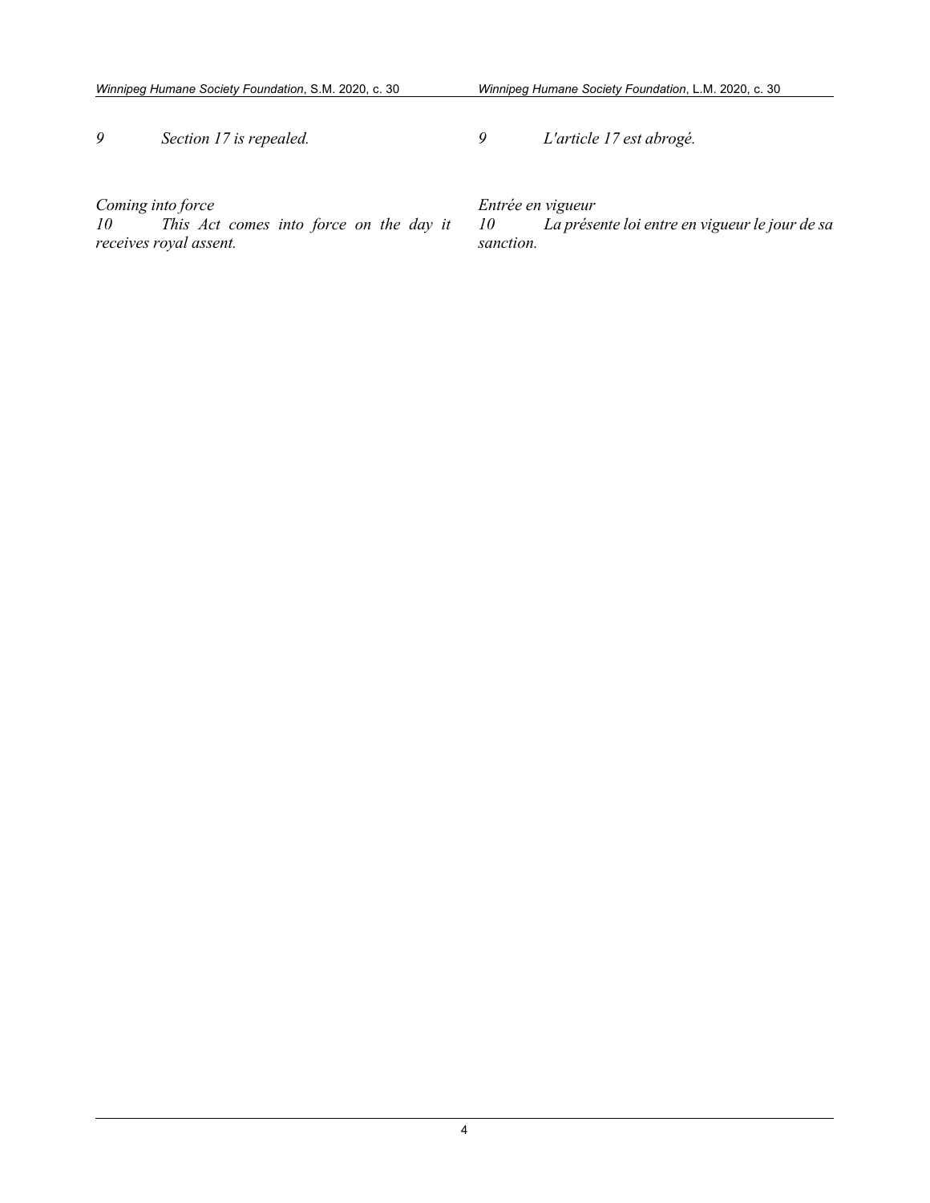*9 Section 17 is repealed.*

*9 L'article 17 est abrogé.*

*Coming into force*

*10 This Act comes into force on the day it receives royal assent.*

*Entrée en vigueur*

*10 La présente loi entre en vigueur le jour de sa sanction.*